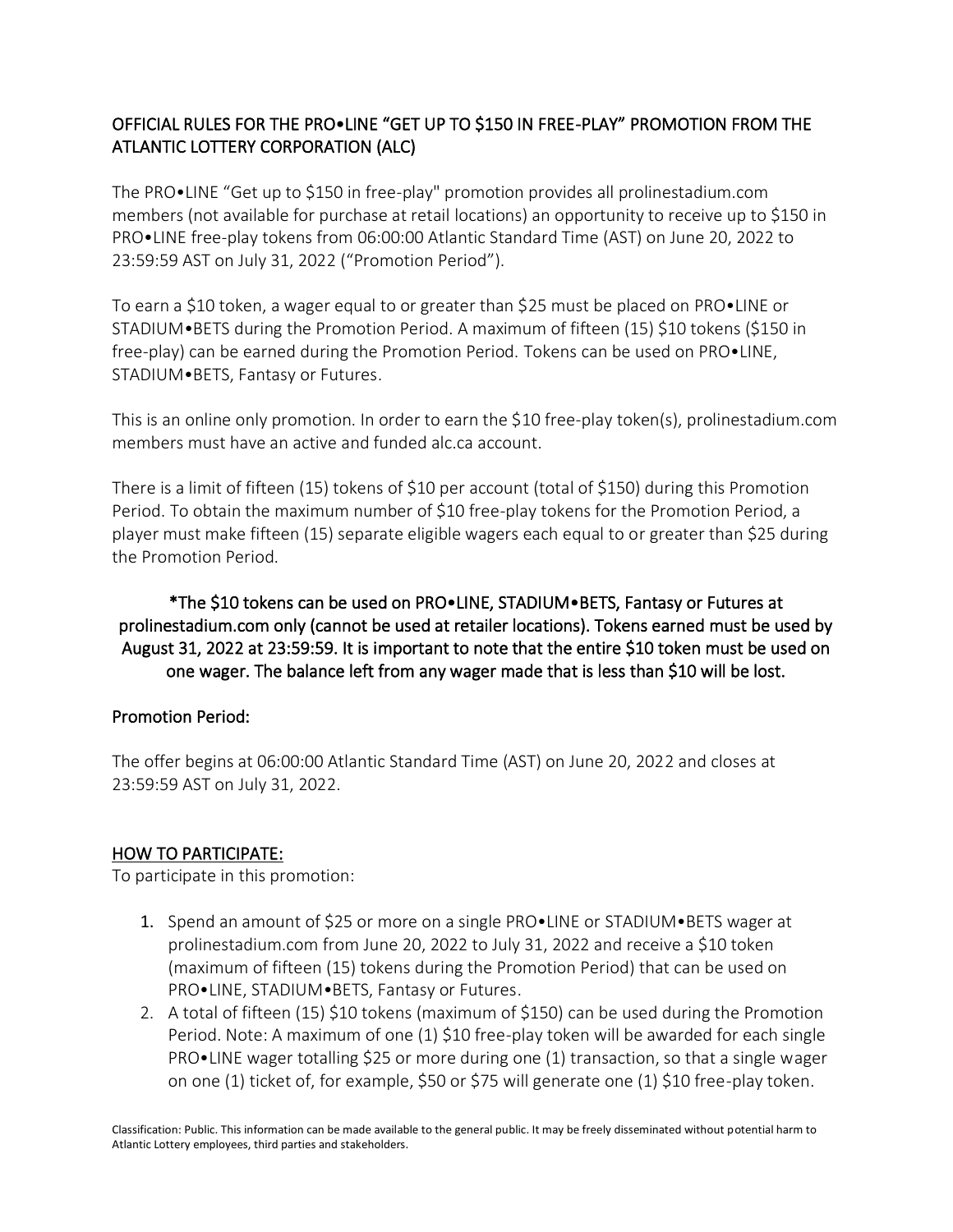## OFFICIAL RULES FOR THE PRO•LINE "GET UP TO $150 IN FREE-PLAY" PROMOTION FROM THE ATLANTIC LOTTERY CORPORATION (ALC)

The PRO•LINE "Get up to $150 in free-play" promotion provides all prolinestadium.com members (not available for purchase at retail locations) an opportunity to receive up to $150 in PRO•LINE free-play tokens from 06:00:00 Atlantic Standard Time (AST) on June 20, 2022 to 23:59:59 AST on July 31, 2022 ("Promotion Period").

To earn a $10 token, a wager equal to or greater than $25 must be placed on PRO•LINE or STADIUM•BETS during the Promotion Period. A maximum of fifteen (15) $10 tokens ($150 in free-play) can be earned during the Promotion Period. Tokens can be used on PRO•LINE, STADIUM•BETS, Fantasy or Futures.

This is an online only promotion. In order to earn the $10 free-play token(s), prolinestadium.com members must have an active and funded alc.ca account.

There is a limit of fifteen (15) tokens of $10 per account (total of $150) during this Promotion Period. To obtain the maximum number of $10 free-play tokens for the Promotion Period, a player must make fifteen (15) separate eligible wagers each equal to or greater than $25 during the Promotion Period.

**\*The $10 tokens can be used on PRO•LINE, STADIUM•BETS, Fantasy or Futures at prolinestadium.com only (cannot be used at retailer locations). Tokens earned must be used by August 31, 2022 at 23:59:59. It is important to note that the entire $10 token must be used on one wager. The balance left from any wager made that is less than $10 will be lost.**

### Promotion Period:

The offer begins at 06:00:00 Atlantic Standard Time (AST) on June 20, 2022 and closes at 23:59:59 AST on July 31, 2022.

### HOW TO PARTICIPATE:

To participate in this promotion:

1. Spend an amount of $25 or more on a single PRO•LINE or STADIUM•BETS wager at prolinestadium.com from June 20, 2022 to July 31, 2022 and receive a $10 token (maximum of fifteen (15) tokens during the Promotion Period) that can be used on PRO•LINE, STADIUM•BETS, Fantasy or Futures.
2. A total of fifteen (15) $10 tokens (maximum of $150) can be used during the Promotion Period. Note: A maximum of one (1) $10 free-play token will be awarded for each single PRO•LINE wager totalling $25 or more during one (1) transaction, so that a single wager on one (1) ticket of, for example, $50 or $75 will generate one (1) $10 free-play token.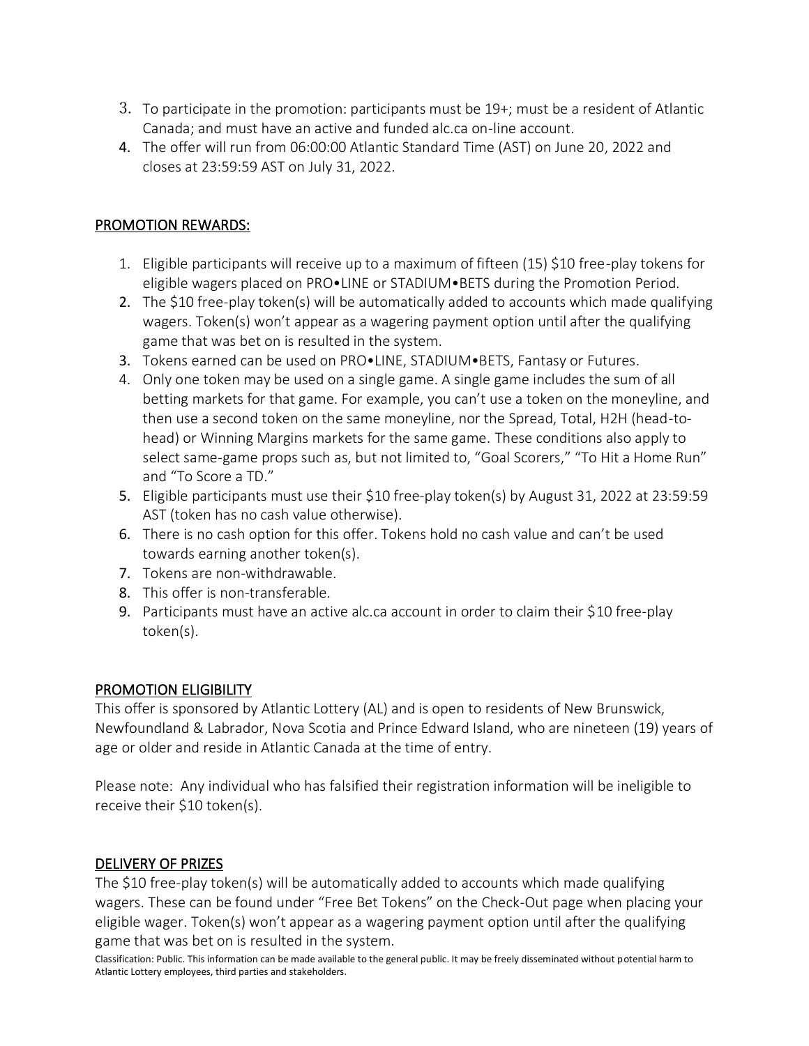3. To participate in the promotion: participants must be 19+; must be a resident of Atlantic Canada; and must have an active and funded alc.ca on-line account.
4. The offer will run from 06:00:00 Atlantic Standard Time (AST) on June 20, 2022 and closes at 23:59:59 AST on July 31, 2022.

## PROMOTION REWARDS:

1. Eligible participants will receive up to a maximum of fifteen (15) $10 free-play tokens for eligible wagers placed on PRO•LINE or STADIUM•BETS during the Promotion Period.
2. The $10 free-play token(s) will be automatically added to accounts which made qualifying wagers. Token(s) won't appear as a wagering payment option until after the qualifying game that was bet on is resulted in the system.
3. Tokens earned can be used on PRO•LINE, STADIUM•BETS, Fantasy or Futures.
4. Only one token may be used on a single game. A single game includes the sum of all betting markets for that game. For example, you can't use a token on the moneyline, and then use a second token on the same moneyline, nor the Spread, Total, H2H (head-to-head) or Winning Margins markets for the same game. These conditions also apply to select same-game props such as, but not limited to, "Goal Scorers," "To Hit a Home Run" and "To Score a TD."
5. Eligible participants must use their $10 free-play token(s) by August 31, 2022 at 23:59:59 AST (token has no cash value otherwise).
6. There is no cash option for this offer. Tokens hold no cash value and can't be used towards earning another token(s).
7. Tokens are non-withdrawable.
8. This offer is non-transferable.
9. Participants must have an active alc.ca account in order to claim their $10 free-play token(s).

## PROMOTION ELIGIBILITY

This offer is sponsored by Atlantic Lottery (AL) and is open to residents of New Brunswick, Newfoundland & Labrador, Nova Scotia and Prince Edward Island, who are nineteen (19) years of age or older and reside in Atlantic Canada at the time of entry.

Please note: Any individual who has falsified their registration information will be ineligible to receive their $10 token(s).

## DELIVERY OF PRIZES

The $10 free-play token(s) will be automatically added to accounts which made qualifying wagers. These can be found under "Free Bet Tokens" on the Check-Out page when placing your eligible wager. Token(s) won't appear as a wagering payment option until after the qualifying game that was bet on is resulted in the system.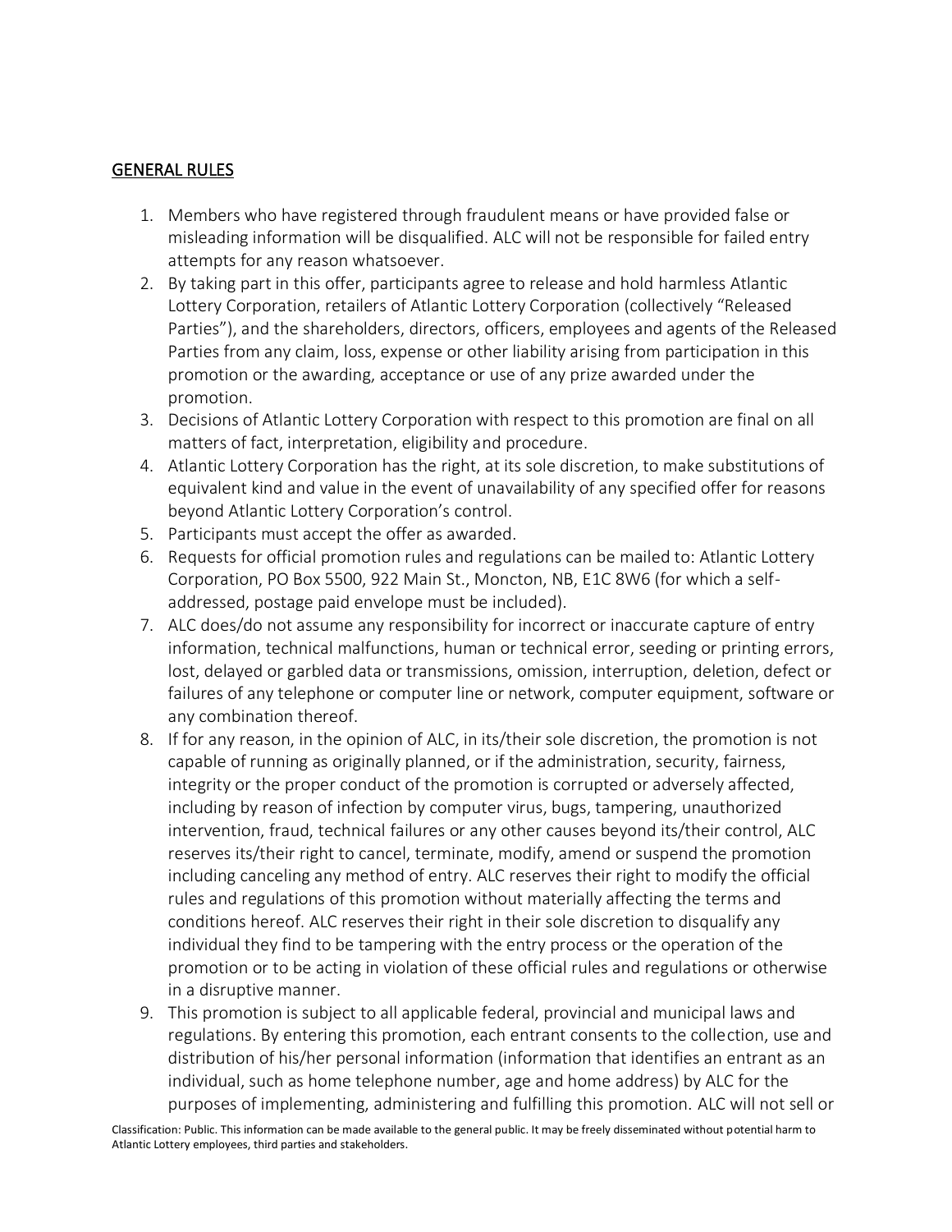## GENERAL RULES

1. Members who have registered through fraudulent means or have provided false or misleading information will be disqualified. ALC will not be responsible for failed entry attempts for any reason whatsoever.
2. By taking part in this offer, participants agree to release and hold harmless Atlantic Lottery Corporation, retailers of Atlantic Lottery Corporation (collectively "Released Parties"), and the shareholders, directors, officers, employees and agents of the Released Parties from any claim, loss, expense or other liability arising from participation in this promotion or the awarding, acceptance or use of any prize awarded under the promotion.
3. Decisions of Atlantic Lottery Corporation with respect to this promotion are final on all matters of fact, interpretation, eligibility and procedure.
4. Atlantic Lottery Corporation has the right, at its sole discretion, to make substitutions of equivalent kind and value in the event of unavailability of any specified offer for reasons beyond Atlantic Lottery Corporation's control.
5. Participants must accept the offer as awarded.
6. Requests for official promotion rules and regulations can be mailed to: Atlantic Lottery Corporation, PO Box 5500, 922 Main St., Moncton, NB, E1C 8W6 (for which a self-addressed, postage paid envelope must be included).
7. ALC does/do not assume any responsibility for incorrect or inaccurate capture of entry information, technical malfunctions, human or technical error, seeding or printing errors, lost, delayed or garbled data or transmissions, omission, interruption, deletion, defect or failures of any telephone or computer line or network, computer equipment, software or any combination thereof.
8. If for any reason, in the opinion of ALC, in its/their sole discretion, the promotion is not capable of running as originally planned, or if the administration, security, fairness, integrity or the proper conduct of the promotion is corrupted or adversely affected, including by reason of infection by computer virus, bugs, tampering, unauthorized intervention, fraud, technical failures or any other causes beyond its/their control, ALC reserves its/their right to cancel, terminate, modify, amend or suspend the promotion including canceling any method of entry. ALC reserves their right to modify the official rules and regulations of this promotion without materially affecting the terms and conditions hereof. ALC reserves their right in their sole discretion to disqualify any individual they find to be tampering with the entry process or the operation of the promotion or to be acting in violation of these official rules and regulations or otherwise in a disruptive manner.
9. This promotion is subject to all applicable federal, provincial and municipal laws and regulations. By entering this promotion, each entrant consents to the collection, use and distribution of his/her personal information (information that identifies an entrant as an individual, such as home telephone number, age and home address) by ALC for the purposes of implementing, administering and fulfilling this promotion. ALC will not sell or

Classification: Public. This information can be made available to the general public. It may be freely disseminated without potential harm to Atlantic Lottery employees, third parties and stakeholders.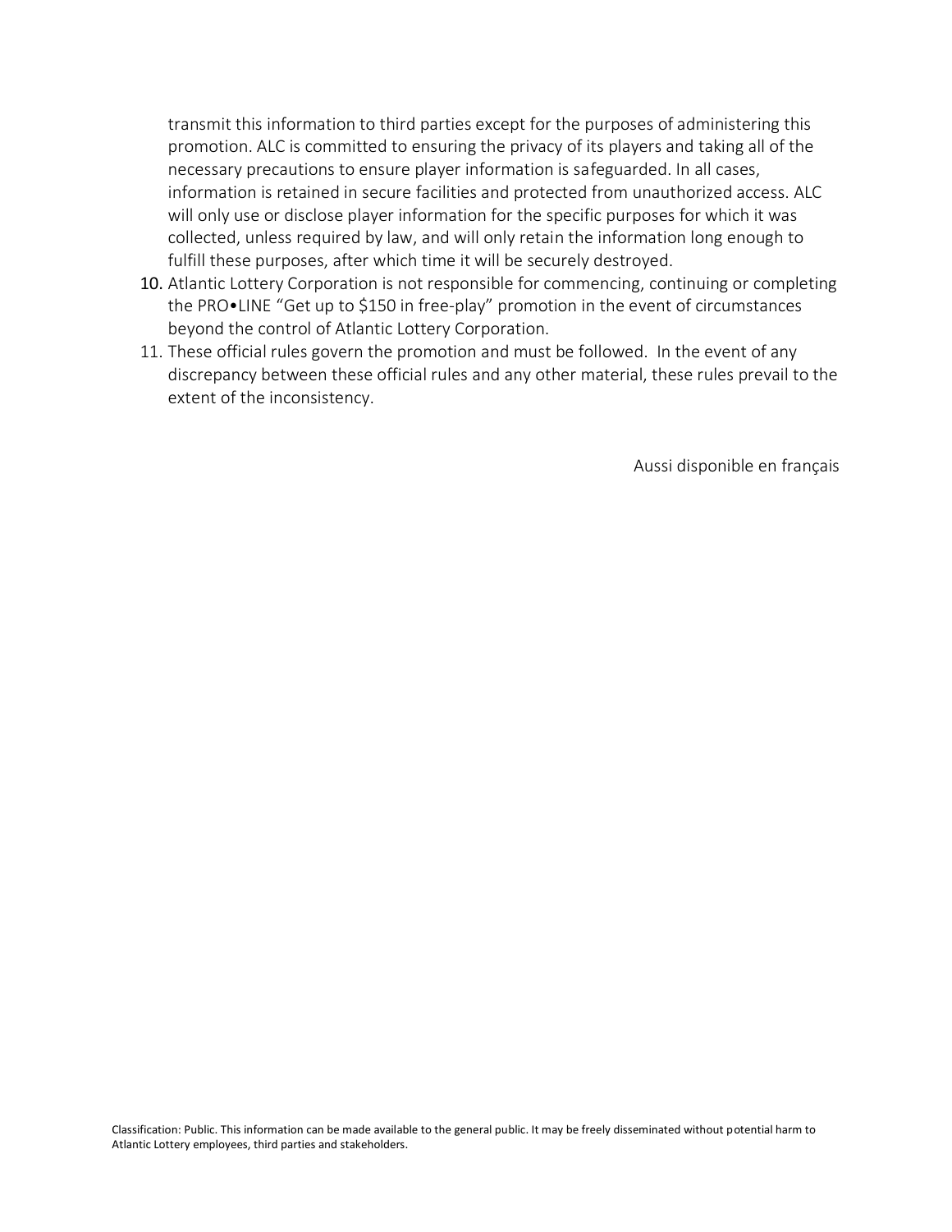transmit this information to third parties except for the purposes of administering this promotion. ALC is committed to ensuring the privacy of its players and taking all of the necessary precautions to ensure player information is safeguarded. In all cases, information is retained in secure facilities and protected from unauthorized access. ALC will only use or disclose player information for the specific purposes for which it was collected, unless required by law, and will only retain the information long enough to fulfill these purposes, after which time it will be securely destroyed.

10. Atlantic Lottery Corporation is not responsible for commencing, continuing or completing the PRO•LINE "Get up to $150 in free-play" promotion in the event of circumstances beyond the control of Atlantic Lottery Corporation.
11. These official rules govern the promotion and must be followed. In the event of any discrepancy between these official rules and any other material, these rules prevail to the extent of the inconsistency.

Aussi disponible en français

Classification: Public. This information can be made available to the general public. It may be freely disseminated without potential harm to Atlantic Lottery employees, third parties and stakeholders.